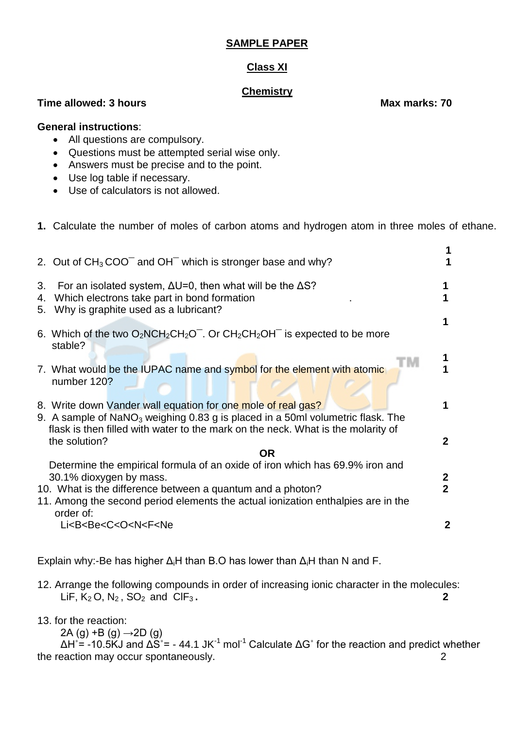# SAMPLE PAPER

## Class XI

## Chemistry

**Time allowed: 3 hours** **Max marks: 70**

**General instructions**:

- All questions are compulsory.
- Questions must be attempted serial wise only.
- Answers must be precise and to the point.
- Use log table if necessary.
- Use of calculators is not allowed.

**1.** Calculate the number of moles of carbon atoms and hydrogen atom in three moles of ethane. **1**

2. Out of $CH_3COO^-$ and $OH^-$ which is stronger base and why? **1**

3. For an isolated system, $\Delta U=0$, then what will be the $\Delta S$? **1**

4. Which electrons take part in bond formation . **1**

5. Why is graphite used as a lubricant? **1**

6. Which of the two $O_2NCH_2CH_2O^-$. Or $CH_2CH_2OH^-$ is expected to be more stable? **1**

7. What would be the IUPAC name and symbol for the element with atomic number 120? **1**

8. Write down Vander wall equation for one mole of real gas? **1**

9. A sample of $NaNO_3$ weighing 0.83 g is placed in a 50ml volumetric flask. The flask is then filled with water to the mark on the neck. What is the molarity of the solution? **2**

**OR**

Determine the empirical formula of an oxide of iron which has 69.9% iron and 30.1% dioxygen by mass. **2**

10. What is the difference between a quantum and a photon? **2**

11. Among the second period elements the actual ionization enthalpies are in the order of:
Li<B<Be<C<O<N<F<Ne **2**

Explain why:-Be has higher $\Delta_iH$ than B.O has lower than $\Delta_iH$ than N and F.

12. Arrange the following compounds in order of increasing ionic character in the molecules:
LiF, $K_2O$, $N_2$, $SO_2$ and $ClF_3$. **2**

13. for the reaction:
$2A\ (g) + B\ (g) \rightarrow 2D\ (g)$
$\Delta H^\circ$= -10.5KJ and $\Delta S^\circ$= - 44.1 $JK^{-1}\ mol^{-1}$ Calculate $\Delta G^\circ$ for the reaction and predict whether the reaction may occur spontaneously. 2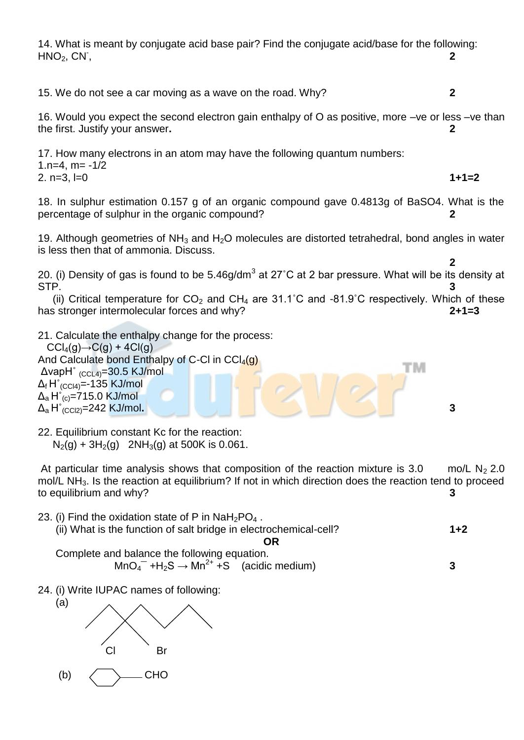14. What is meant by conjugate acid base pair? Find the conjugate acid/base for the following: $HNO_2$, $CN^-$, **2**

15. We do not see a car moving as a wave on the road. Why? **2**

16. Would you expect the second electron gain enthalpy of O as positive, more –ve or less –ve than the first. Justify your answer**.** **2**

17. How many electrons in an atom may have the following quantum numbers:
1.n=4, m= -1/2
2. n=3, l=0 **1+1=2**

18. In sulphur estimation 0.157 g of an organic compound gave 0.4813g of BaSO4. What is the percentage of sulphur in the organic compound? **2**

19. Although geometries of $NH_3$ and $H_2O$ molecules are distorted tetrahedral, bond angles in water is less then that of ammonia. Discuss. **2**

20. (i) Density of gas is found to be 5.46g/dm$^3$ at 27˚C at 2 bar pressure. What will be its density at STP. **3**

(ii) Critical temperature for $CO_2$ and $CH_4$ are 31.1˚C and -81.9˚C respectively. Which of these has stronger intermolecular forces and why? **2+1=3**

21. Calculate the enthalpy change for the process:
$CCl_4(g) \rightarrow C(g) + 4Cl(g)$
And Calculate bond Enthalpy of C-Cl in $CCl_4(g)$
$\Delta vapH^\circ_{(CCL4)}$=30.5 KJ/mol
$\Delta_f H^\circ_{(CCl4)}$=-135 KJ/mol
$\Delta_a H^\circ_{(c)}$=715.0 KJ/mol
$\Delta_a H^\circ_{(CCl2)}$=242 KJ/mol**.** **3**

22. Equilibrium constant Kc for the reaction:
$N_2(g) + 3H_2(g) \quad 2NH_3(g)$ at 500K is 0.061.

At particular time analysis shows that composition of the reaction mixture is 3.0 mo/L $N_2$ 2.0 mol/L $NH_3$. Is the reaction at equilibrium? If not in which direction does the reaction tend to proceed to equilibrium and why? **3**

23. (i) Find the oxidation state of P in $NaH_2PO_4$ .
(ii) What is the function of salt bridge in electrochemical-cell? **1+2**

**OR**

Complete and balance the following equation.
$MnO_4^{-} + H_2S \rightarrow Mn^{2+} + S$ (acidic medium) **3**

24. (i) Write IUPAC names of following:

(a) [Skeletal structure: carbon chain with Cl and Br substituents]

(b) [Cyclohexane ring]—CHO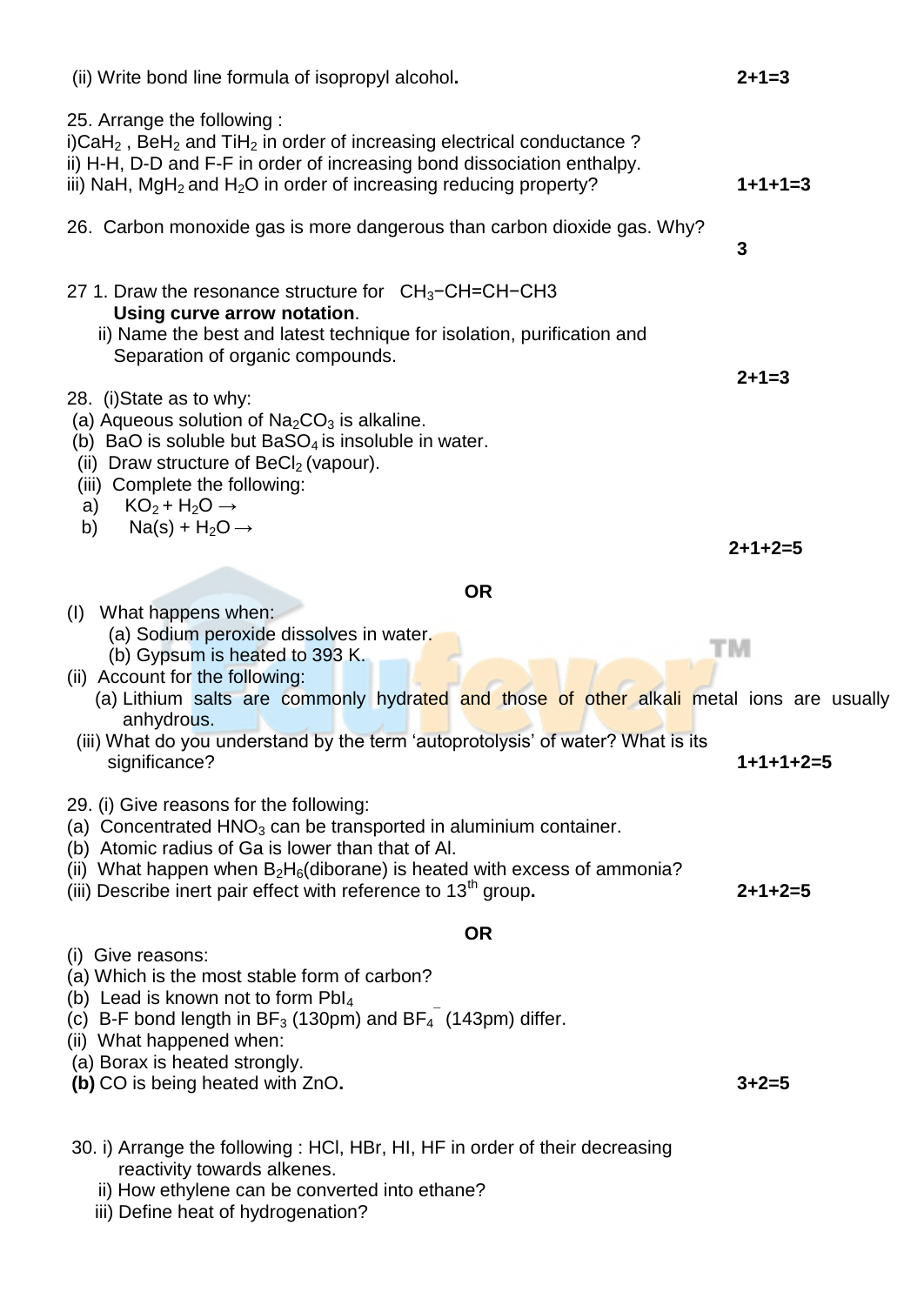(ii) Write bond line formula of isopropyl alcohol. **2+1=3**

25. Arrange the following :
i) $CaH_2$ , $BeH_2$ and $TiH_2$ in order of increasing electrical conductance ?
ii) H-H, D-D and F-F in order of increasing bond dissociation enthalpy.
iii) NaH, $MgH_2$ and $H_2O$ in order of increasing reducing property? **1+1+1=3**

26. Carbon monoxide gas is more dangerous than carbon dioxide gas. Why? **3**

27 1. Draw the resonance structure for $CH_3-CH=CH-CH3$ **Using curve arrow notation**.
ii) Name the best and latest technique for isolation, purification and Separation of organic compounds. **2+1=3**

28. (i)State as to why:
(a) Aqueous solution of $Na_2CO_3$ is alkaline.
(b) BaO is soluble but $BaSO_4$ is insoluble in water.
(ii) Draw structure of $BeCl_2$ (vapour).
(iii) Complete the following:
a) $KO_2 + H_2O \rightarrow$
b) $Na(s) + H_2O \rightarrow$

**2+1+2=5**

**OR**

(I) What happens when:
(a) Sodium peroxide dissolves in water.
(b) Gypsum is heated to 393 K.
(ii) Account for the following:
(a) Lithium salts are commonly hydrated and those of other alkali metal ions are usually anhydrous.
(iii) What do you understand by the term 'autoprotolysis' of water? What is its significance? **1+1+1+2=5**

29. (i) Give reasons for the following:
(a) Concentrated $HNO_3$ can be transported in aluminium container.
(b) Atomic radius of Ga is lower than that of Al.
(ii) What happen when $B_2H_6$(diborane) is heated with excess of ammonia?
(iii) Describe inert pair effect with reference to 13th group. **2+1+2=5**

**OR**

(i) Give reasons:
(a) Which is the most stable form of carbon?
(b) Lead is known not to form $PbI_4$
(c) B-F bond length in $BF_3$ (130pm) and $BF_4^-$ (143pm) differ.
(ii) What happened when:
(a) Borax is heated strongly.
**(b)** CO is being heated with ZnO. **3+2=5**

30. i) Arrange the following : HCl, HBr, HI, HF in order of their decreasing reactivity towards alkenes.
ii) How ethylene can be converted into ethane?
iii) Define heat of hydrogenation?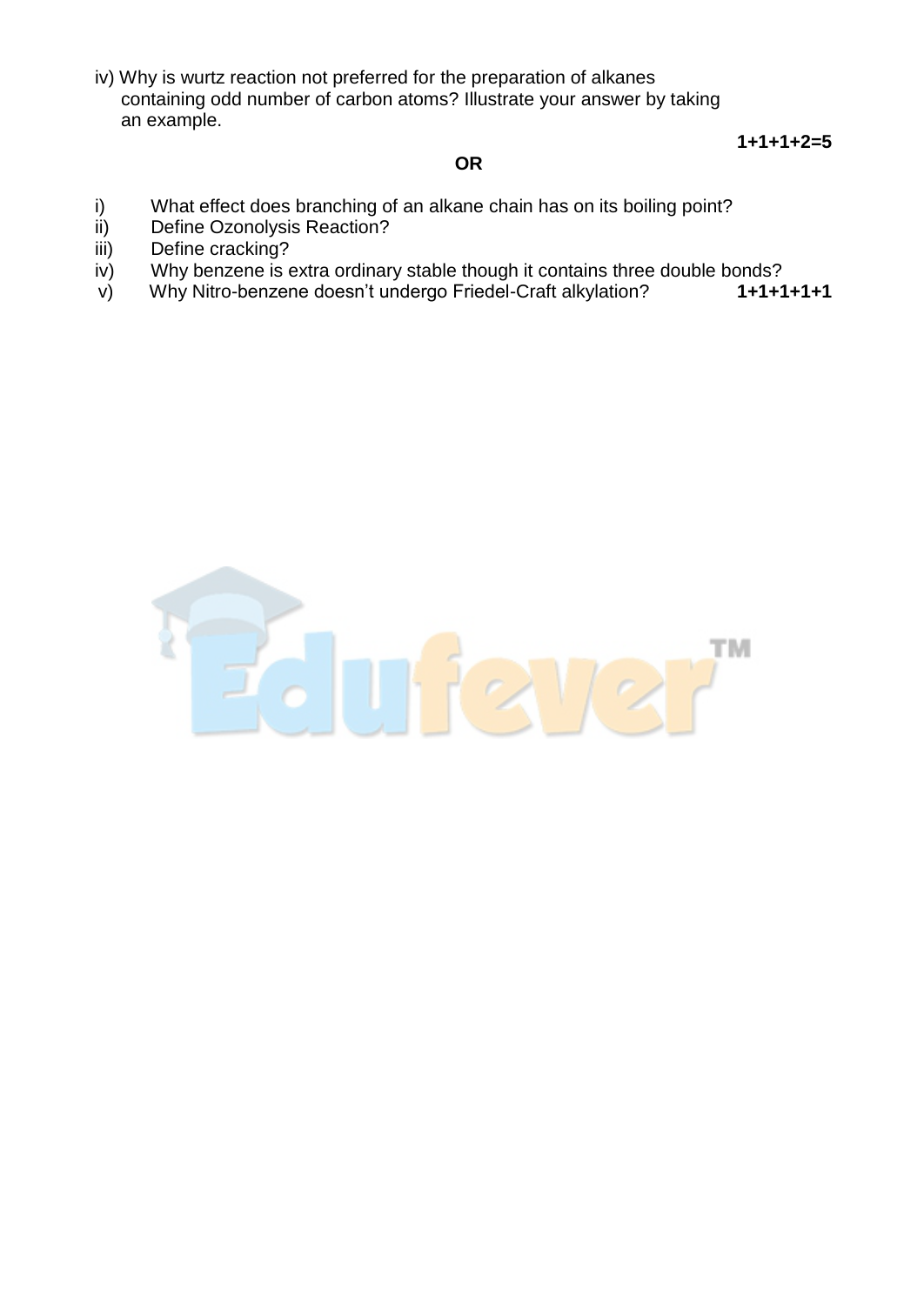iv) Why is wurtz reaction not preferred for the preparation of alkanes containing odd number of carbon atoms? Illustrate your answer by taking an example.

**1+1+1+2=5**

**OR**

i) What effect does branching of an alkane chain has on its boiling point?
ii) Define Ozonolysis Reaction?
iii) Define cracking?
iv) Why benzene is extra ordinary stable though it contains three double bonds?
v) Why Nitro-benzene doesn't undergo Friedel-Craft alkylation? **1+1+1+1+1**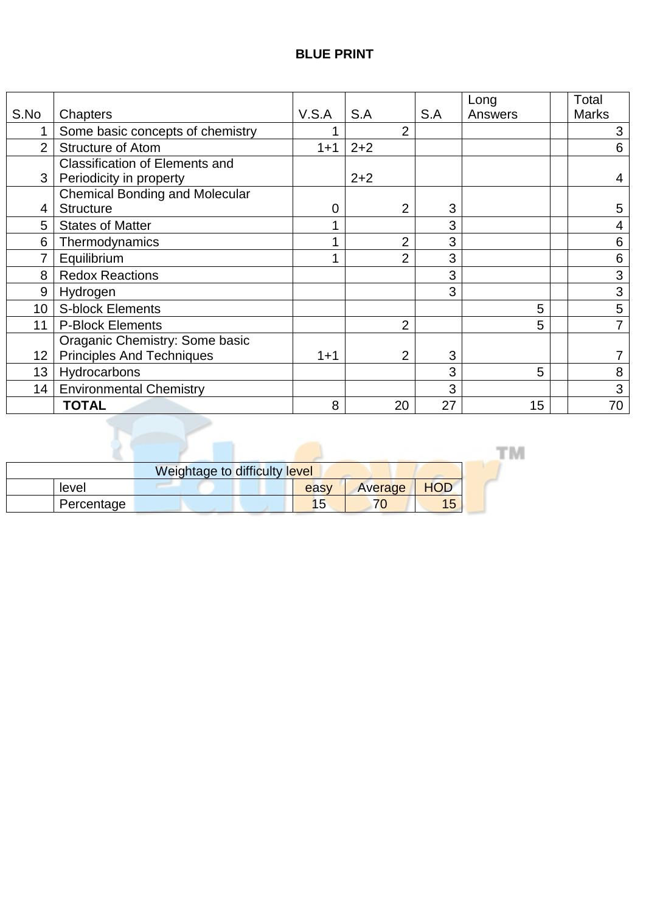# BLUE PRINT

| S.No | Chapters | V.S.A | S.A | S.A | Long Answers | | Total Marks |
|---|---|---|---|---|---|---|---|
| 1 | Some basic concepts of chemistry | 1 | 2 | | | | 3 |
| 2 | Structure of Atom | 1+1 | 2+2 | | | | 6 |
| 3 | Classification of Elements and Periodicity in property | | 2+2 | | | | 4 |
| 4 | Chemical Bonding and Molecular Structure | 0 | 2 | 3 | | | 5 |
| 5 | States of Matter | 1 | | 3 | | | 4 |
| 6 | Thermodynamics | 1 | 2 | 3 | | | 6 |
| 7 | Equilibrium | 1 | 2 | 3 | | | 6 |
| 8 | Redox Reactions | | | 3 | | | 3 |
| 9 | Hydrogen | | | 3 | | | 3 |
| 10 | S-block Elements | | | | 5 | | 5 |
| 11 | P-Block Elements | | 2 | | 5 | | 7 |
| 12 | Oraganic Chemistry: Some basic Principles And Techniques | 1+1 | 2 | 3 | | | 7 |
| 13 | Hydrocarbons | | | 3 | 5 | | 8 |
| 14 | Environmental Chemistry | | | 3 | | | 3 |
| | **TOTAL** | 8 | 20 | 27 | 15 | | 70 |

| Weightage to difficulty level | | | | |
|---|---|---|---|---|
| | level | easy | Average | HOD |
| | Percentage | 15 | 70 | 15 |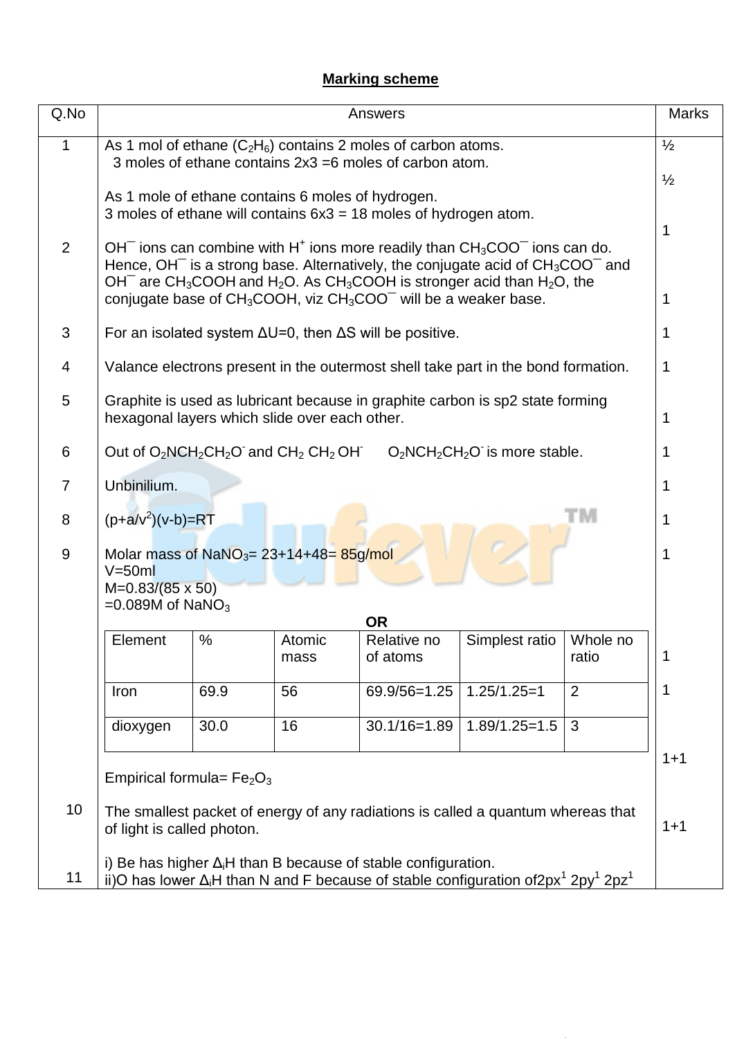## Marking scheme

| Q.No | Answers | Marks |
|---|---|---|
| 1 | As 1 mol of ethane ($C_2H_6$) contains 2 moles of carbon atoms. 3 moles of ethane contains 2x3 =6 moles of carbon atom. | ½ |
| | As 1 mole of ethane contains 6 moles of hydrogen. 3 moles of ethane will contains 6x3 = 18 moles of hydrogen atom. | ½ |
| 2 | $OH^-$ ions can combine with $H^+$ ions more readily than $CH_3COO^-$ ions can do. Hence, $OH^-$ is a strong base. Alternatively, the conjugate acid of $CH_3COO^-$ and $OH^-$ are $CH_3COOH$ and $H_2O$. As $CH_3COOH$ is stronger acid than $H_2O$, the conjugate base of $CH_3COOH$, viz $CH_3COO^-$ will be a weaker base. | 1 |
| 3 | For an isolated system ΔU=0, then ΔS will be positive. | 1 |
| 4 | Valance electrons present in the outermost shell take part in the bond formation. | 1 |
| 5 | Graphite is used as lubricant because in graphite carbon is sp2 state forming hexagonal layers which slide over each other. | 1 |
| 6 | Out of $O_2NCH_2CH_2O^-$ and $CH_2\,CH_2\,OH^-$ $O_2NCH_2CH_2O^-$ is more stable. | 1 |
| 7 | Unbinilium. | 1 |
| 8 | $(p+a/v^2)(v-b)=RT$ | 1 |
| 9 | Molar mass of $NaNO_3$= 23+14+48= 85g/mol<br>V=50ml<br>M=0.83/(85 x 50)<br>=0.089M of $NaNO_3$ | 1 |
| | **OR** | |

| Element | % | Atomic mass | Relative no of atoms | Simplest ratio | Whole no ratio |
|---|---|---|---|---|---|
| Iron | 69.9 | 56 | 69.9/56=1.25 | 1.25/1.25=1 | 2 |
| dioxygen | 30.0 | 16 | 30.1/16=1.89 | 1.89/1.25=1.5 | 3 |

Marks: 1, 1

Empirical formula= $Fe_2O_3$

| Q.No | Answers | Marks |
|---|---|---|
| 10 | The smallest packet of energy of any radiations is called a quantum whereas that of light is called photon. | 1+1 |
| 11 | i) Be has higher $\Delta_iH$ than B because of stable configuration.<br>ii)O has lower $\Delta_iH$ than N and F because of stable configuration of$2px^1\ 2py^1\ 2pz^1$ | 1+1 |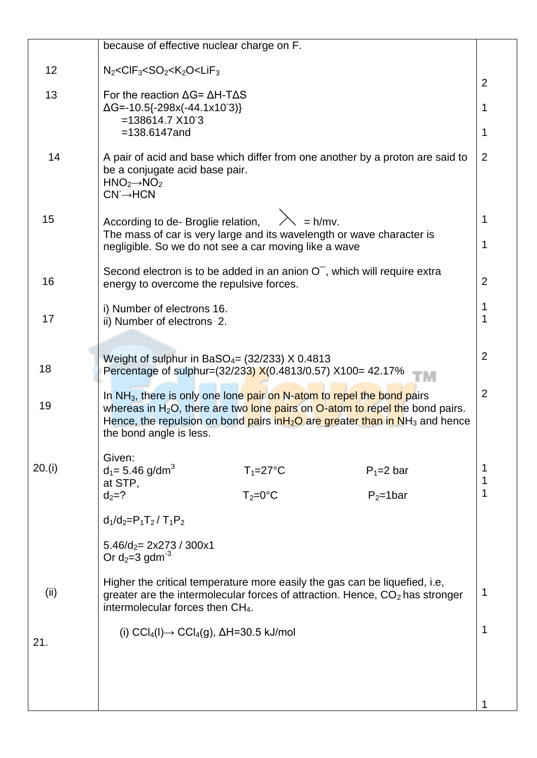| | | |
|---|---|---|
| | because of effective nuclear charge on F. | |
| 12 | $N_2 < ClF_3 < SO_2 < K_2O < LiF_3$ | 2 |
| 13 | For the reaction $\Delta G = \Delta H - T\Delta S$<br>$\Delta G = -10.5\{-298x(-44.1x10^{-}3)\}$<br>$= 138614.7 \text{ X}10^{-}3$<br>$= 138.6147$and | 1<br><br>1 |
| 14 | A pair of acid and base which differ from one another by a proton are said to be a conjugate acid base pair.<br>$HNO_2 \rightarrow NO_2$<br>$CN^{-} \rightarrow HCN$ | 2 |
| 15 | According to de- Broglie relation, $\lambda = h/mv$.<br>The mass of car is very large and its wavelength or wave character is negligible. So we do not see a car moving like a wave | 1<br>1 |
| 16 | Second electron is to be added in an anion $O^{-}$, which will require extra energy to overcome the repulsive forces. | 2 |
| 17 | i) Number of electrons 16.<br>ii) Number of electrons 2. | 1<br>1 |
| 18 | Weight of sulphur in $BaSO_4$= (32/233) X 0.4813<br>Percentage of sulphur=(32/233) X(0.4813/0.57) X100= 42.17% | 2 |
| 19 | In $NH_3$, there is only one lone pair on N-atom to repel the bond pairs whereas in $H_2O$, there are two lone pairs on O-atom to repel the bond pairs. Hence, the repulsion on bond pairs in$H_2O$ are greater than in $NH_3$ and hence the bond angle is less. | 2 |
| 20.(i) | Given:<br>$d_1$= 5.46 g/dm$^3$ &nbsp;&nbsp; $T_1$=27°C &nbsp;&nbsp; $P_1$=2 bar<br>at STP,<br>$d_2$=? &nbsp;&nbsp; $T_2$=0°C &nbsp;&nbsp; $P_2$=1bar<br><br>$d_1/d_2 = P_1T_2 / T_1P_2$<br><br>$5.46/d_2$= 2x273 / 300x1<br>Or $d_2$=3 gdm$^{-3}$ | 1<br>1<br>1 |
| (ii) | Higher the critical temperature more easily the gas can be liquefied, i.e, greater are the intermolecular forces of attraction. Hence, $CO_2$ has stronger intermolecular forces then $CH_4$. | 1 |
| 21. | (i) $CCl_4(l) \rightarrow CCl_4(g)$, $\Delta H$=30.5 kJ/mol | 1<br><br><br><br>1 |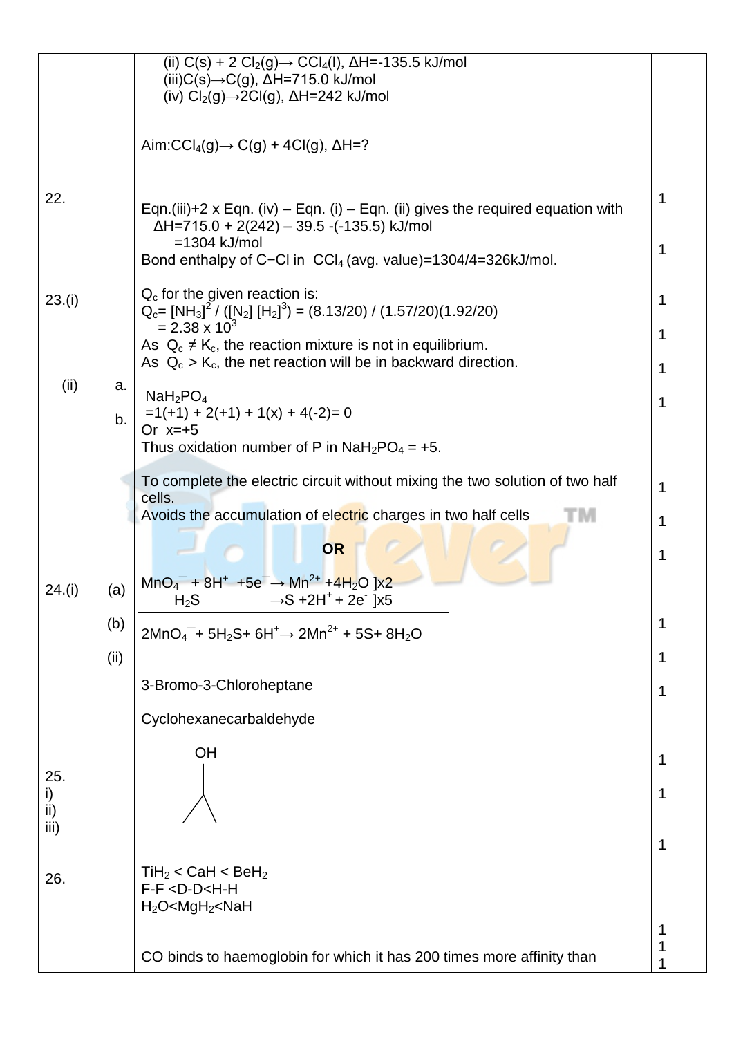| | | |
|---|---|---|
| | (ii) $C(s) + 2\ Cl_2(g) \rightarrow CCl_4(l)$, $\Delta H = -135.5$ kJ/mol<br>(iii) $C(s) \rightarrow C(g)$, $\Delta H = 715.0$ kJ/mol<br>(iv) $Cl_2(g) \rightarrow 2Cl(g)$, $\Delta H = 242$ kJ/mol<br><br>Aim: $CCl_4(g) \rightarrow C(g) + 4Cl(g)$, $\Delta H = ?$ | |
| 22. | Eqn.(iii)+2 x Eqn. (iv) – Eqn. (i) – Eqn. (ii) gives the required equation with<br>$\Delta H = 715.0 + 2(242) - 39.5 - (-135.5)$ kJ/mol<br>$= 1304$ kJ/mol<br>Bond enthalpy of C−Cl in $CCl_4$ (avg. value)=1304/4=326kJ/mol. | 1<br><br>1 |
| 23.(i) | $Q_c$ for the given reaction is:<br>$Q_c = [NH_3]^2 / ([N_2]\ [H_2]^3) = (8.13/20) / (1.57/20)(1.92/20)$<br>$= 2.38 \times 10^3$<br>As $Q_c \neq K_c$, the reaction mixture is not in equilibrium.<br>As $Q_c > K_c$, the net reaction will be in backward direction. | 1<br>1<br>1 |
| (ii) a. | $NaH_2PO_4$<br>$= 1(+1) + 2(+1) + 1(x) + 4(-2) = 0$<br>Or $x = +5$<br>Thus oxidation number of P in $NaH_2PO_4 = +5$. | 1 |
| b. | To complete the electric circuit without mixing the two solution of two half cells.<br>Avoids the accumulation of electric charges in two half cells | 1<br>1 |
| | **OR** | 1 |
| 24.(i) (a) | $MnO_4^- + 8H^+ + 5e^- \rightarrow Mn^{2+} + 4H_2O$ ]x2<br>$H_2S \rightarrow S + 2H^+ + 2e^-$ ]x5 | |
| (b) | $2MnO_4^- + 5H_2S + 6H^+ \rightarrow 2Mn^{2+} + 5S + 8H_2O$ | 1 |
| (ii) | | 1 |
| | 3-Bromo-3-Chloroheptane | 1 |
| | Cyclohexanecarbaldehyde | |
| 25.<br>i)<br>ii)<br>iii) | OH (structure: OH attached to a carbon bonded to two methyl groups) | 1<br>1<br><br>1 |
| 26. | $TiH_2 < CaH < BeH_2$<br>F-F <D-D<H-H<br>$H_2O < MgH_2 < NaH$ | |
| | CO binds to haemoglobin for which it has 200 times more affinity than | 1<br>1<br>1 |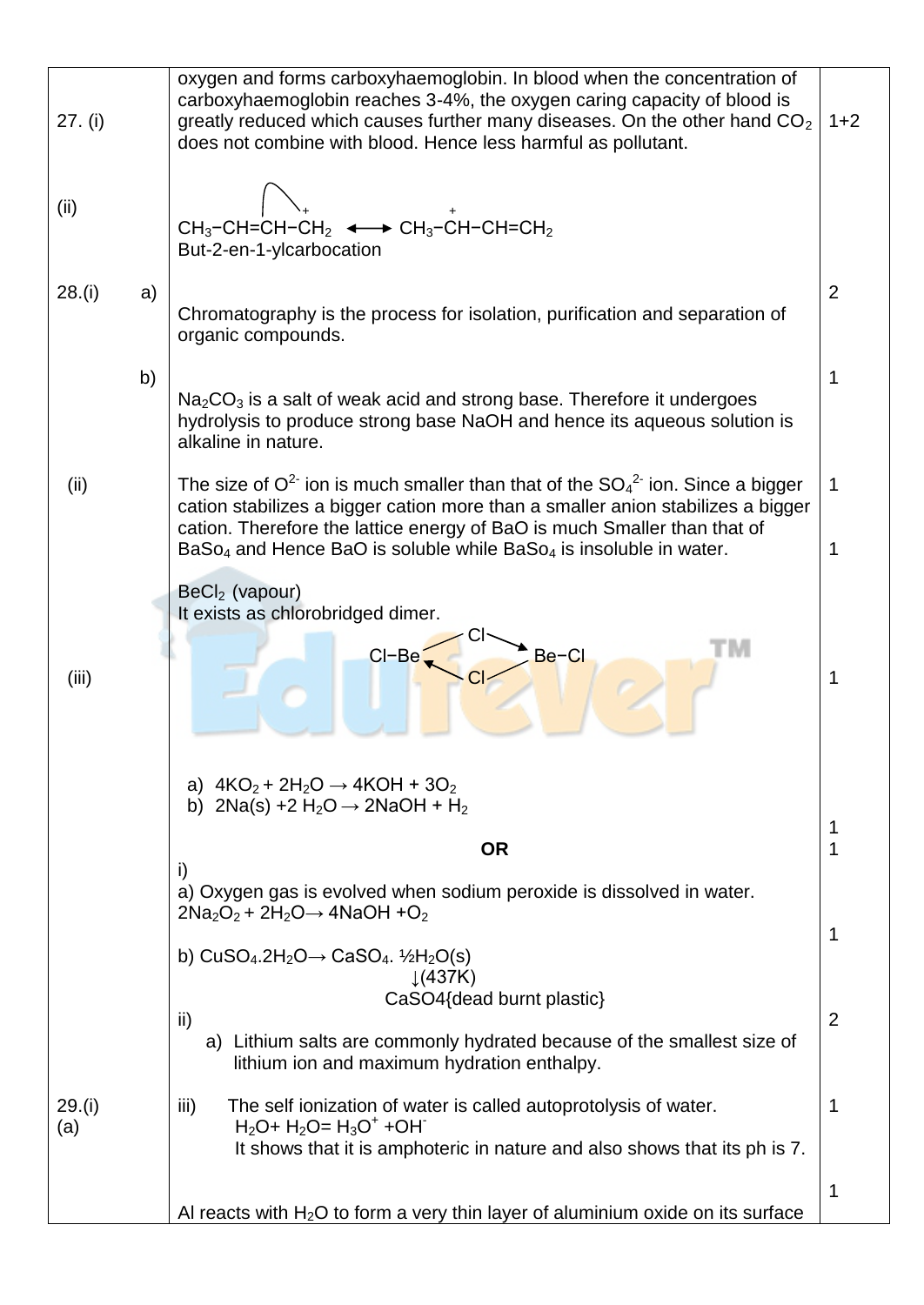| | | |
|---|---|---|
| 27. (i) | oxygen and forms carboxyhaemoglobin. In blood when the concentration of carboxyhaemoglobin reaches 3-4%, the oxygen caring capacity of blood is greatly reduced which causes further many diseases. On the other hand $CO_2$ does not combine with blood. Hence less harmful as pollutant. | 1+2 |
| (ii) | $CH_3-CH=CH-\overset{+}{C}H_2 \longleftrightarrow CH_3-\overset{+}{C}H-CH=CH_2$<br>But-2-en-1-ylcarbocation | |
| 28.(i) a) | Chromatography is the process for isolation, purification and separation of organic compounds. | 2 |
| b) | $Na_2CO_3$ is a salt of weak acid and strong base. Therefore it undergoes hydrolysis to produce strong base NaOH and hence its aqueous solution is alkaline in nature. | 1 |
| (ii) | The size of $O^{2-}$ ion is much smaller than that of the $SO_4^{2-}$ ion. Since a bigger cation stabilizes a bigger cation more than a smaller anion stabilizes a bigger cation. Therefore the lattice energy of BaO is much Smaller than that of $BaSo_4$ and Hence BaO is soluble while $BaSo_4$ is insoluble in water. | 1<br>1 |
| (iii) | $BeCl_2$ (vapour)<br>It exists as chlorobridged dimer.<br>Cl−Be(μ-Cl)₂Be−Cl (Cl bridges between the two Be atoms)<br><br>a) $4KO_2 + 2H_2O \rightarrow 4KOH + 3O_2$<br>b) $2Na(s) + 2H_2O \rightarrow 2NaOH + H_2$ | 1<br><br>1<br>1 |
| | **OR**<br>i)<br>a) Oxygen gas is evolved when sodium peroxide is dissolved in water.<br>$2Na_2O_2 + 2H_2O \rightarrow 4NaOH + O_2$<br><br>b) $CuSO_4.2H_2O \rightarrow CaSO_4.\frac{1}{2}H_2O(s)$<br>↓(437K)<br>CaSO4{dead burnt plastic}<br>ii)<br>a) Lithium salts are commonly hydrated because of the smallest size of lithium ion and maximum hydration enthalpy. | <br><br><br>1<br><br><br><br>2 |
| 29.(i) (a) | iii) The self ionization of water is called autoprotolysis of water.<br>$H_2O + H_2O = H_3O^+ + OH^-$<br>It shows that it is amphoteric in nature and also shows that its ph is 7.<br><br>Al reacts with $H_2O$ to form a very thin layer of aluminium oxide on its surface | 1<br><br><br>1 |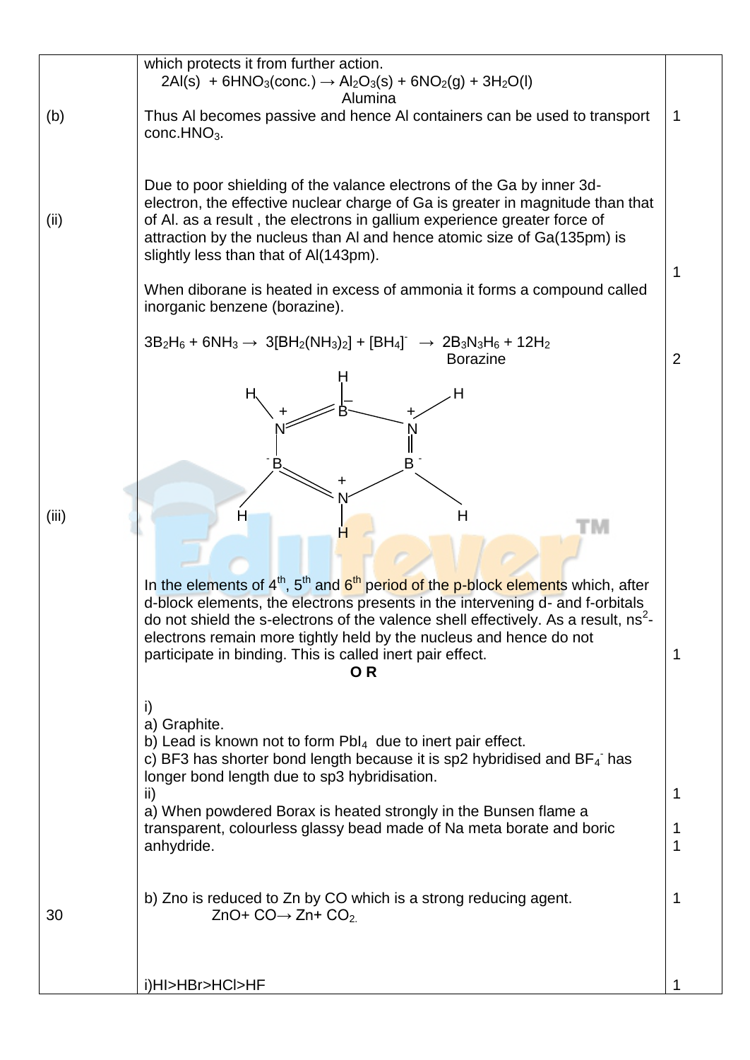| | | |
|---|---|---|
| (b) | which protects it from further action.<br>$2Al(s) + 6HNO_3(conc.) \rightarrow Al_2O_3(s) + 6NO_2(g) + 3H_2O(l)$<br>Alumina<br>Thus Al becomes passive and hence Al containers can be used to transport conc.$HNO_3$. | 1 |
| (ii) | Due to poor shielding of the valance electrons of the Ga by inner 3d-electron, the effective nuclear charge of Ga is greater in magnitude than that of Al. as a result , the electrons in gallium experience greater force of attraction by the nucleus than Al and hence atomic size of Ga(135pm) is slightly less than that of Al(143pm). | 1 |
| | When diborane is heated in excess of ammonia it forms a compound called inorganic benzene (borazine).<br>$3B_2H_6 + 6NH_3 \rightarrow 3[BH_2(NH_3)_2] + [BH_4]^- \rightarrow 2B_3N_3H_6 + 12H_2$<br>Borazine | 2 |
| (iii) | In the elements of 4th, 5th and 6th period of the p-block elements which, after d-block elements, the electrons presents in the intervening d- and f-orbitals do not shield the s-electrons of the valence shell effectively. As a result, $ns^2$-electrons remain more tightly held by the nucleus and hence do not participate in binding. This is called inert pair effect. | 1 |
| | **OR** | |
| | i)<br>a) Graphite.<br>b) Lead is known not to form $PbI_4$ due to inert pair effect.<br>c) BF3 has shorter bond length because it is sp2 hybridised and $BF_4^-$ has longer bond length due to sp3 hybridisation. | 1<br>1<br>1 |
| | ii)<br>a) When powdered Borax is heated strongly in the Bunsen flame a transparent, colourless glassy bead made of Na meta borate and boric anhydride. | |
| 30 | b) Zno is reduced to Zn by CO which is a strong reducing agent.<br>$ZnO + CO \rightarrow Zn + CO_2$. | 1 |
| | i)HI>HBr>HCl>HF | 1 |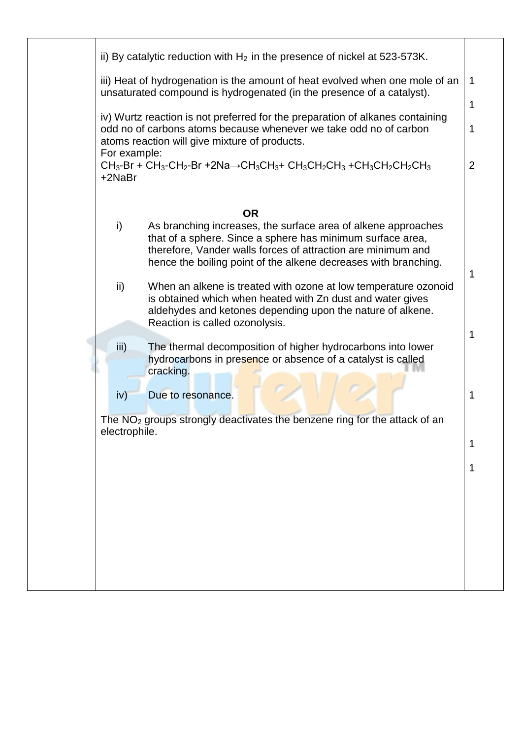| | | |
|---|---|---|
| | ii) By catalytic reduction with $H_2$ in the presence of nickel at 523-573K.<br><br>iii) Heat of hydrogenation is the amount of heat evolved when one mole of an unsaturated compound is hydrogenated (in the presence of a catalyst).<br><br>iv) Wurtz reaction is not preferred for the preparation of alkanes containing odd no of carbons atoms because whenever we take odd no of carbon atoms reaction will give mixture of products.<br>For example:<br>$CH_3$-Br + $CH_3$-$CH_2$-Br +2Na→$CH_3CH_3$+ $CH_3CH_2CH_3$ +$CH_3CH_2CH_2CH_3$ +2NaBr<br><br>**OR**<br><br>i) As branching increases, the surface area of alkene approaches that of a sphere. Since a sphere has minimum surface area, therefore, Vander walls forces of attraction are minimum and hence the boiling point of the alkene decreases with branching.<br><br>ii) When an alkene is treated with ozone at low temperature ozonoid is obtained which when heated with Zn dust and water gives aldehydes and ketones depending upon the nature of alkene. Reaction is called ozonolysis.<br><br>iii) The thermal decomposition of higher hydrocarbons into lower hydrocarbons in presence or absence of a catalyst is called cracking.<br><br>iv) Due to resonance.<br><br>The $NO_2$ groups strongly deactivates the benzene ring for the attack of an electrophile. | 1<br><br>1<br><br>1<br><br>2<br><br>1<br><br>1<br><br>1<br><br>1<br><br>1 |